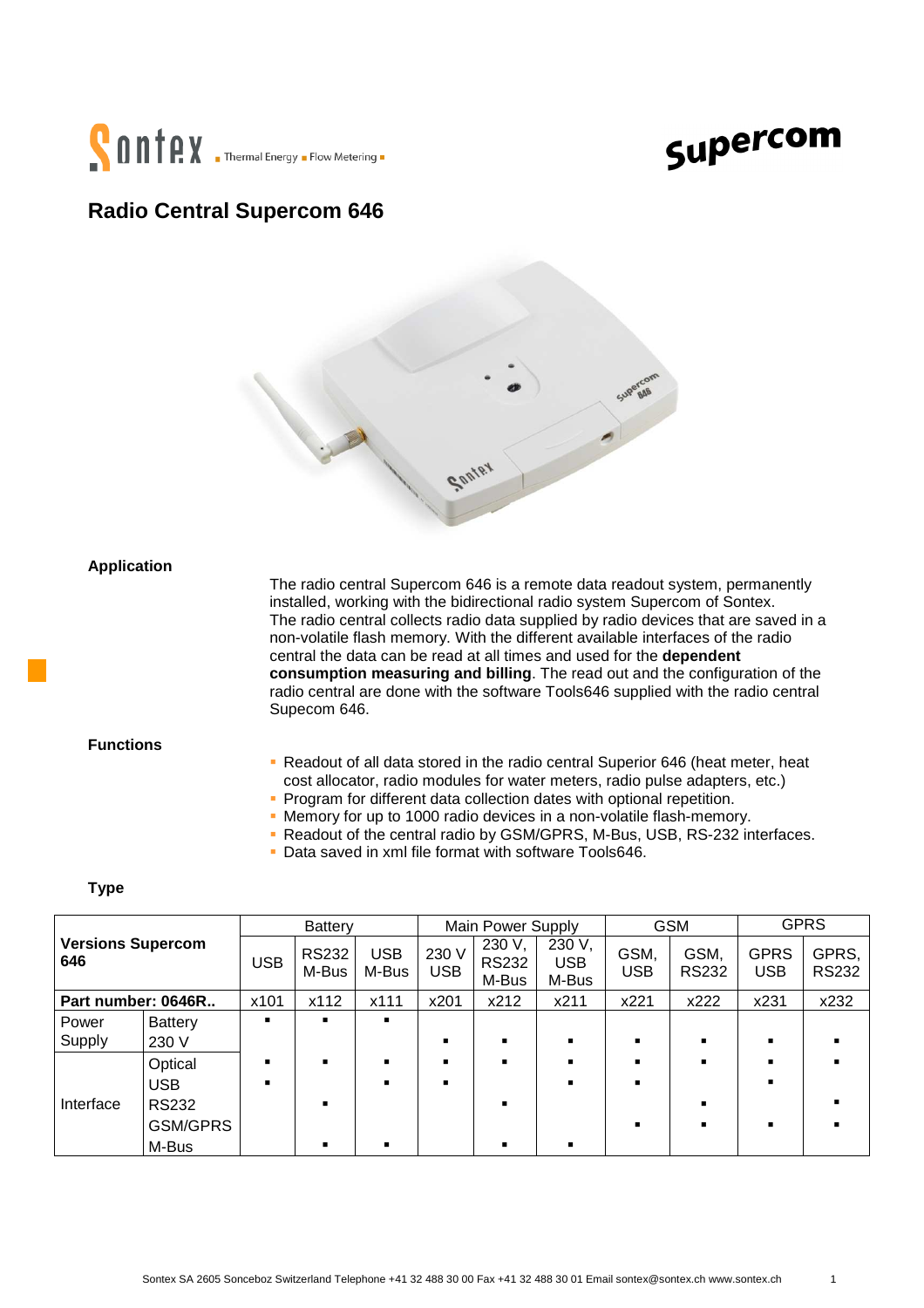# Radio Central Supercom 646

## Application

The radio central Supercom 646 is a remote data readout system, permanently installed, working with the bidirectional radio system Supercom of Sontex.
The radio central collects radio data supplied by radio devices that are saved in a non-volatile flash memory. With the different available interfaces of the radio central the data can be read at all times and used for the **dependent consumption measuring and billing**. The read out and the configuration of the radio central are done with the software Tools646 supplied with the radio central Supecom 646.

## Functions

- Readout of all data stored in the radio central Superior 646 (heat meter, heat cost allocator, radio modules for water meters, radio pulse adapters, etc.)
- Program for different data collection dates with optional repetition.
- Memory for up to 1000 radio devices in a non-volatile flash-memory.
- Readout of the central radio by GSM/GPRS, M-Bus, USB, RS-232 interfaces.
- Data saved in xml file format with software Tools646.

## Type

| **Versions Supercom 646** | | Battery | | | Main Power Supply | | | GSM | | GPRS | |
|---|---|---|---|---|---|---|---|---|---|---|---|
| | | USB | RS232 M-Bus | USB M-Bus | 230 V USB | 230 V, RS232 M-Bus | 230 V, USB M-Bus | GSM, USB | GSM, RS232 | GPRS USB | GPRS, RS232 |
| **Part number: 0646R..** | | x101 | x112 | x111 | x201 | x212 | x211 | x221 | x222 | x231 | x232 |
| Power Supply | Battery | ▪ | ▪ | ▪ | | | | | | | |
| | 230 V | | | | ▪ | ▪ | ▪ | ▪ | ▪ | ▪ | ▪ |
| Interface | Optical | ▪ | ▪ | ▪ | ▪ | ▪ | ▪ | ▪ | ▪ | ▪ | ▪ |
| | USB | ▪ | | ▪ | ▪ | | ▪ | ▪ | | ▪ | |
| | RS232 | | ▪ | | | ▪ | | | ▪ | | ▪ |
| | GSM/GPRS | | | | | | | ▪ | ▪ | ▪ | ▪ |
| | M-Bus | | ▪ | ▪ | | ▪ | ▪ | | | | |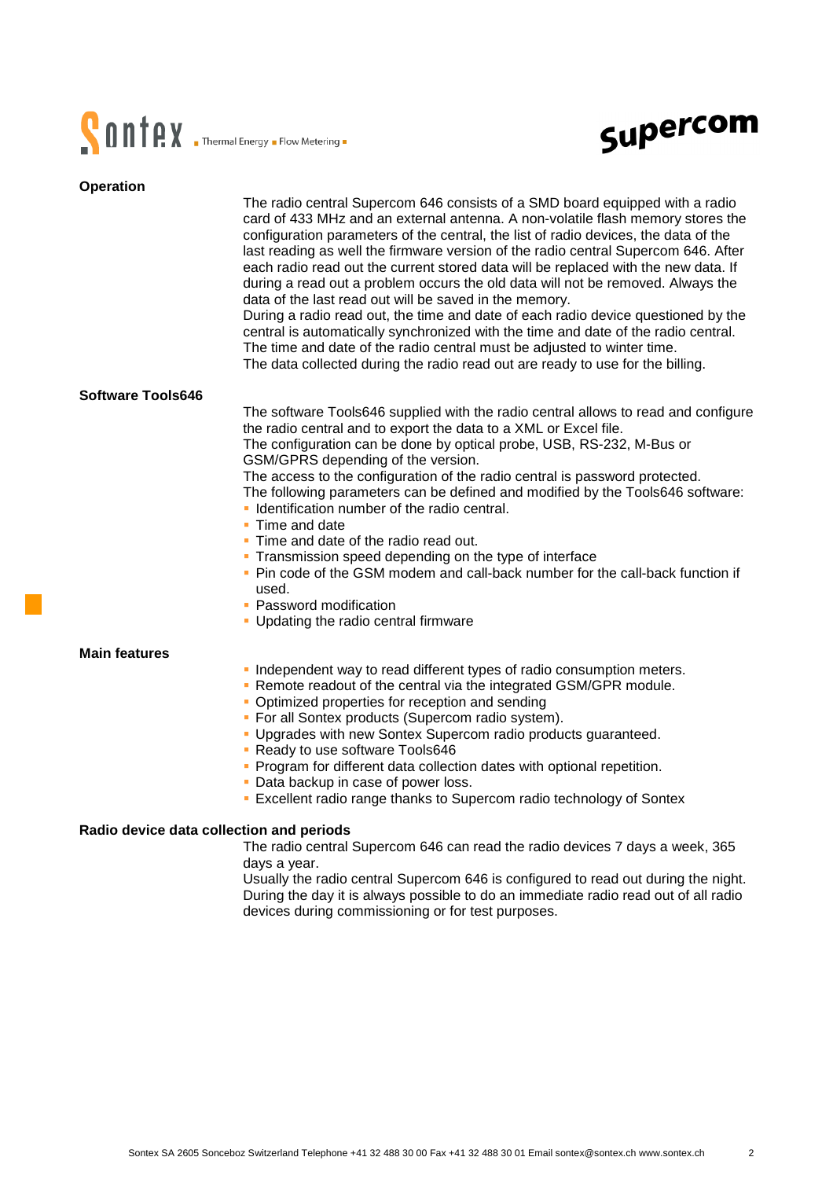## Operation

The radio central Supercom 646 consists of a SMD board equipped with a radio card of 433 MHz and an external antenna. A non-volatile flash memory stores the configuration parameters of the central, the list of radio devices, the data of the last reading as well the firmware version of the radio central Supercom 646. After each radio read out the current stored data will be replaced with the new data. If during a read out a problem occurs the old data will not be removed. Always the data of the last read out will be saved in the memory.
During a radio read out, the time and date of each radio device questioned by the central is automatically synchronized with the time and date of the radio central. The time and date of the radio central must be adjusted to winter time.
The data collected during the radio read out are ready to use for the billing.

## Software Tools646

The software Tools646 supplied with the radio central allows to read and configure the radio central and to export the data to a XML or Excel file.
The configuration can be done by optical probe, USB, RS-232, M-Bus or GSM/GPRS depending of the version.
The access to the configuration of the radio central is password protected.
The following parameters can be defined and modified by the Tools646 software:

- Identification number of the radio central.
- Time and date
- Time and date of the radio read out.
- Transmission speed depending on the type of interface
- Pin code of the GSM modem and call-back number for the call-back function if used.
- Password modification
- Updating the radio central firmware

## Main features

- Independent way to read different types of radio consumption meters.
- Remote readout of the central via the integrated GSM/GPR module.
- Optimized properties for reception and sending
- For all Sontex products (Supercom radio system).
- Upgrades with new Sontex Supercom radio products guaranteed.
- Ready to use software Tools646
- Program for different data collection dates with optional repetition.
- Data backup in case of power loss.
- Excellent radio range thanks to Supercom radio technology of Sontex

## Radio device data collection and periods

The radio central Supercom 646 can read the radio devices 7 days a week, 365 days a year.
Usually the radio central Supercom 646 is configured to read out during the night. During the day it is always possible to do an immediate radio read out of all radio devices during commissioning or for test purposes.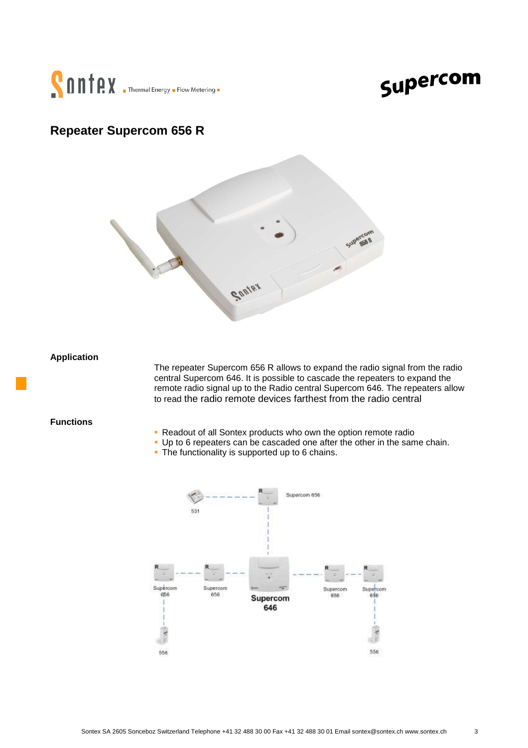# Repeater Supercom 656 R

## Application

The repeater Supercom 656 R allows to expand the radio signal from the radio central Supercom 646. It is possible to cascade the repeaters to expand the remote radio signal up to the Radio central Supercom 646. The repeaters allow to read the radio remote devices farthest from the radio central

## Functions

- Readout of all Sontex products who own the option remote radio
- Up to 6 repeaters can be cascaded one after the other in the same chain.
- The functionality is supported up to 6 chains.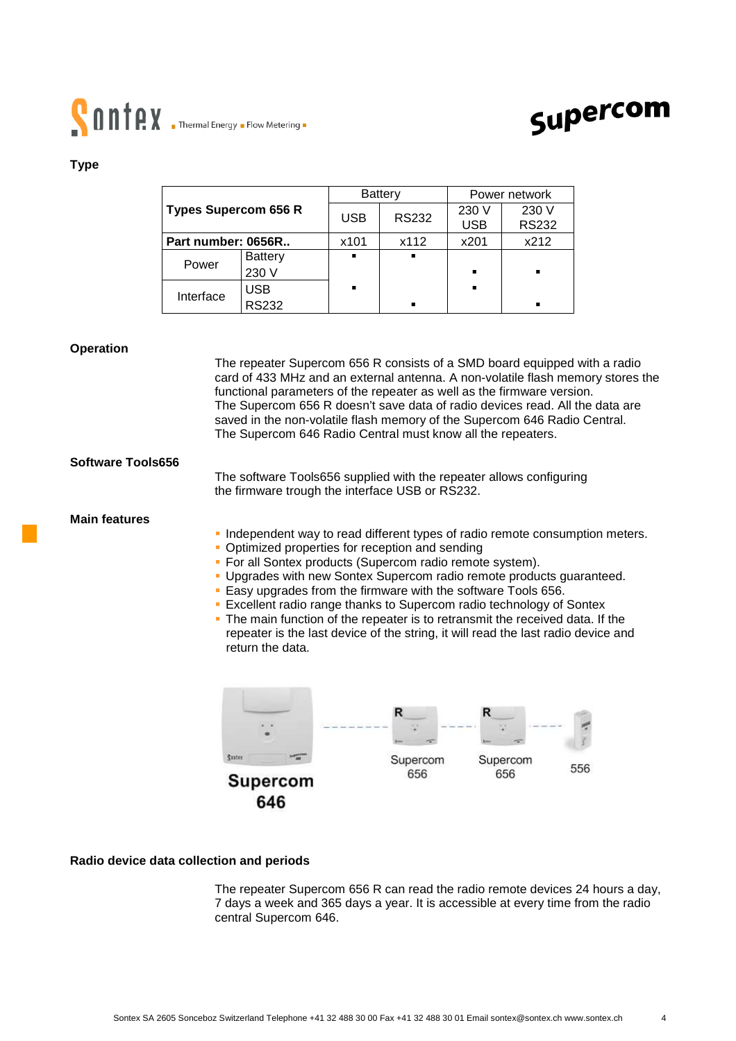## Type

| Types Supercom 656 R | | Battery | | Power network | |
|---|---|---|---|---|---|
| | | USB | RS232 | 230 V USB | 230 V RS232 |
| **Part number: 0656R..** | | x101 | x112 | x201 | x212 |
| Power | Battery | ▪ | ▪ | | |
| | 230 V | | | ▪ | ▪ |
| Interface | USB | ▪ | | ▪ | |
| | RS232 | | ▪ | | ▪ |

## Operation

The repeater Supercom 656 R consists of a SMD board equipped with a radio card of 433 MHz and an external antenna. A non-volatile flash memory stores the functional parameters of the repeater as well as the firmware version.
The Supercom 656 R doesn't save data of radio devices read. All the data are saved in the non-volatile flash memory of the Supercom 646 Radio Central.
The Supercom 646 Radio Central must know all the repeaters.

## Software Tools656

The software Tools656 supplied with the repeater allows configuring the firmware trough the interface USB or RS232.

## Main features

- Independent way to read different types of radio remote consumption meters.
- Optimized properties for reception and sending
- For all Sontex products (Supercom radio remote system).
- Upgrades with new Sontex Supercom radio remote products guaranteed.
- Easy upgrades from the firmware with the software Tools 656.
- Excellent radio range thanks to Supercom radio technology of Sontex
- The main function of the repeater is to retransmit the received data. If the repeater is the last device of the string, it will read the last radio device and return the data.

Supercom 646 — Supercom 656 — Supercom 656 — 556

## Radio device data collection and periods

The repeater Supercom 656 R can read the radio remote devices 24 hours a day, 7 days a week and 365 days a year. It is accessible at every time from the radio central Supercom 646.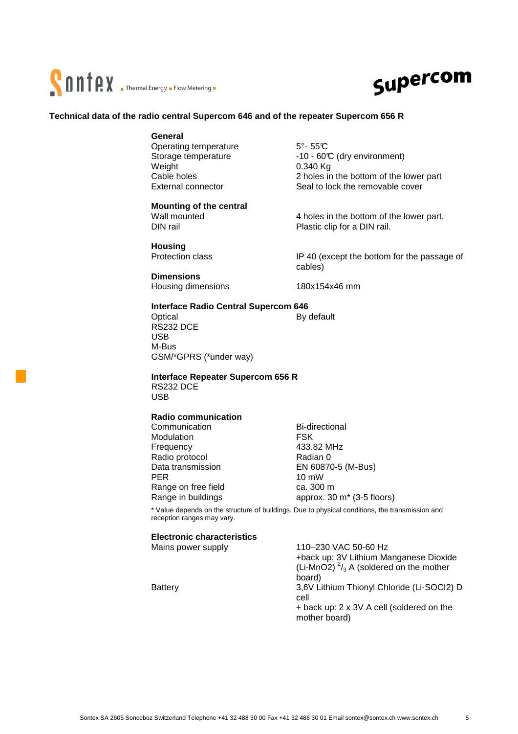# Technical data of the radio central Supercom 646 and of the repeater Supercom 656 R

**General**

| | |
|---|---|
| Operating temperature | 5°- 55℃ |
| Storage temperature | -10 - 60℃ (dry environment) |
| Weight | 0.340 Kg |
| Cable holes | 2 holes in the bottom of the lower part |
| External connector | Seal to lock the removable cover |

**Mounting of the central**

| | |
|---|---|
| Wall mounted | 4 holes in the bottom of the lower part. |
| DIN rail | Plastic clip for a DIN rail. |

**Housing**

| | |
|---|---|
| Protection class | IP 40 (except the bottom for the passage of cables) |

**Dimensions**

| | |
|---|---|
| Housing dimensions | 180x154x46 mm |

**Interface Radio Central Supercom 646**

| | |
|---|---|
| Optical | By default |
| RS232 DCE | |
| USB | |
| M-Bus | |
| GSM/*GPRS (*under way) | |

**Interface Repeater Supercom 656 R**

RS232 DCE
USB

**Radio communication**

| | |
|---|---|
| Communication | Bi-directional |
| Modulation | FSK |
| Frequency | 433.82 MHz |
| Radio protocol | Radian 0 |
| Data transmission | EN 60870-5 (M-Bus) |
| PER | 10 mW |
| Range on free field | ca. 300 m |
| Range in buildings | approx. 30 m* (3-5 floors) |

* Value depends on the structure of buildings. Due to physical conditions, the transmission and reception ranges may vary.

**Electronic characteristics**

| | |
|---|---|
| Mains power supply | 110–230 VAC 50-60 Hz +back up: 3V Lithium Manganese Dioxide (Li-MnO2) $^{2}/_{3}$ A (soldered on the mother board) |
| Battery | 3,6V Lithium Thionyl Chloride (Li-SOCl2) D cell + back up: 2 x 3V A cell (soldered on the mother board) |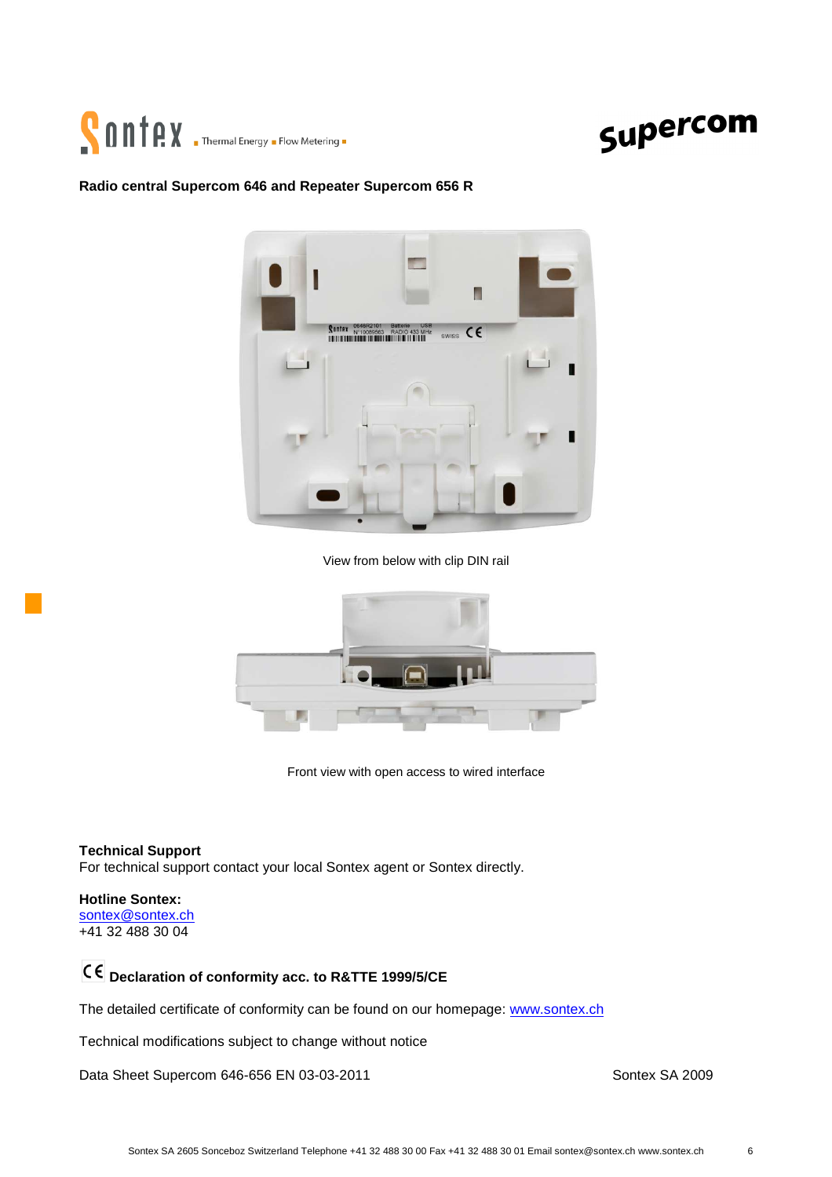**Radio central Supercom 646 and Repeater Supercom 656 R**

View from below with clip DIN rail

Front view with open access to wired interface

**Technical Support**
For technical support contact your local Sontex agent or Sontex directly.

**Hotline Sontex:**
sontex@sontex.ch
+41 32 488 30 04

**CE Declaration of conformity acc. to R&TTE 1999/5/CE**

The detailed certificate of conformity can be found on our homepage: www.sontex.ch

Technical modifications subject to change without notice

Data Sheet Supercom 646-656 EN 03-03-2011 Sontex SA 2009